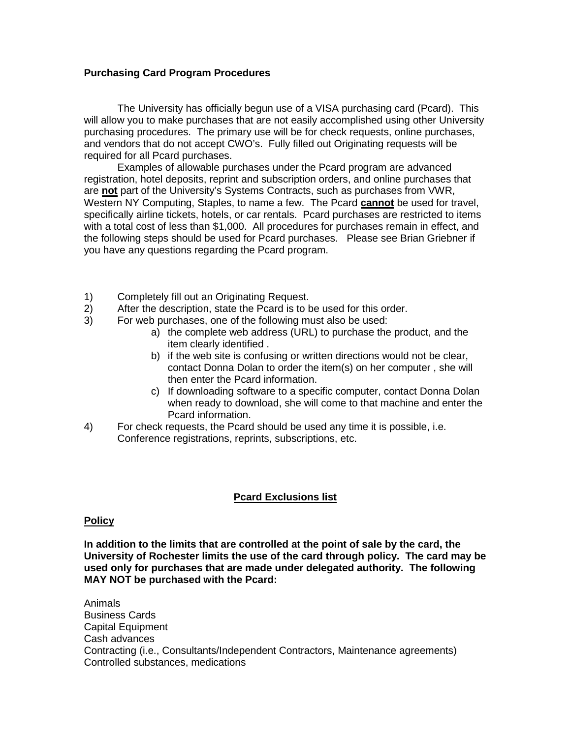**Purchasing Card Program Procedures**

The University has officially begun use of a VISA purchasing card (Pcard). This will allow you to make purchases that are not easily accomplished using other University purchasing procedures. The primary use will be for check requests, online purchases, and vendors that do not accept CWO's. Fully filled out Originating requests will be required for all Pcard purchases.

Examples of allowable purchases under the Pcard program are advanced registration, hotel deposits, reprint and subscription orders, and online purchases that are **not** part of the University's Systems Contracts, such as purchases from VWR, Western NY Computing, Staples, to name a few. The Pcard **cannot** be used for travel, specifically airline tickets, hotels, or car rentals. Pcard purchases are restricted to items with a total cost of less than $1,000. All procedures for purchases remain in effect, and the following steps should be used for Pcard purchases. Please see Brian Griebner if you have any questions regarding the Pcard program.

1) Completely fill out an Originating Request.
2) After the description, state the Pcard is to be used for this order.
3) For web purchases, one of the following must also be used:
   a) the complete web address (URL) to purchase the product, and the item clearly identified .
   b) if the web site is confusing or written directions would not be clear, contact Donna Dolan to order the item(s) on her computer , she will then enter the Pcard information.
   c) If downloading software to a specific computer, contact Donna Dolan when ready to download, she will come to that machine and enter the Pcard information.
4) For check requests, the Pcard should be used any time it is possible, i.e. Conference registrations, reprints, subscriptions, etc.

## Pcard Exclusions list

**Policy**

**In addition to the limits that are controlled at the point of sale by the card, the University of Rochester limits the use of the card through policy. The card may be used only for purchases that are made under delegated authority. The following MAY NOT be purchased with the Pcard:**

Animals
Business Cards
Capital Equipment
Cash advances
Contracting (i.e., Consultants/Independent Contractors, Maintenance agreements)
Controlled substances, medications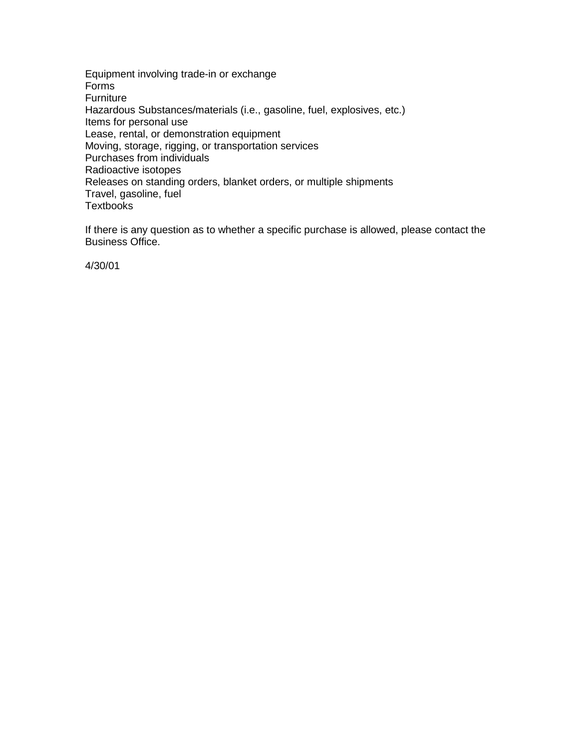Equipment involving trade-in or exchange
Forms
Furniture
Hazardous Substances/materials (i.e., gasoline, fuel, explosives, etc.)
Items for personal use
Lease, rental, or demonstration equipment
Moving, storage, rigging, or transportation services
Purchases from individuals
Radioactive isotopes
Releases on standing orders, blanket orders, or multiple shipments
Travel, gasoline, fuel
Textbooks

If there is any question as to whether a specific purchase is allowed, please contact the Business Office.

4/30/01